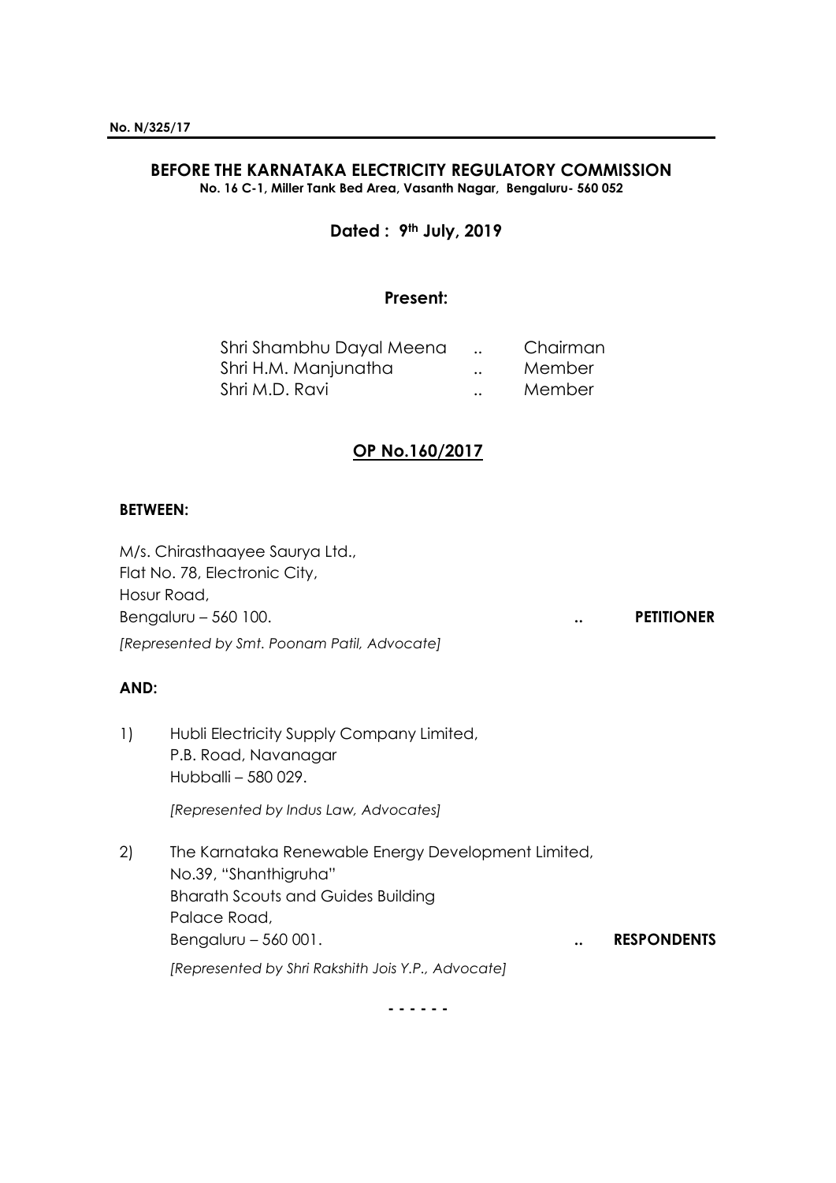**No. N/325/17**

## BEFORE THE KARNATAKA ELECTRICITY REGULATORY COMMISSION

**No. 16 C-1, Miller Tank Bed Area, Vasanth Nagar, Bengaluru- 560 052**

**Dated : 9th July, 2019**

**Present:**

| | | |
|---|---|---|
| Shri Shambhu Dayal Meena | .. | Chairman |
| Shri H.M. Manjunatha | .. | Member |
| Shri M.D. Ravi | .. | Member |

**OP No.160/2017**

**BETWEEN:**

M/s. Chirasthaayee Saurya Ltd.,
Flat No. 78, Electronic City,
Hosur Road,
Bengaluru – 560 100. .. **PETITIONER**

*[Represented by Smt. Poonam Patil, Advocate]*

**AND:**

1) Hubli Electricity Supply Company Limited,
P.B. Road, Navanagar
Hubballi – 580 029.

*[Represented by Indus Law, Advocates]*

2) The Karnataka Renewable Energy Development Limited,
No.39, "Shanthigruha"
Bharath Scouts and Guides Building
Palace Road,
Bengaluru – 560 001. .. **RESPONDENTS**

*[Represented by Shri Rakshith Jois Y.P., Advocate]*

\- - - - - -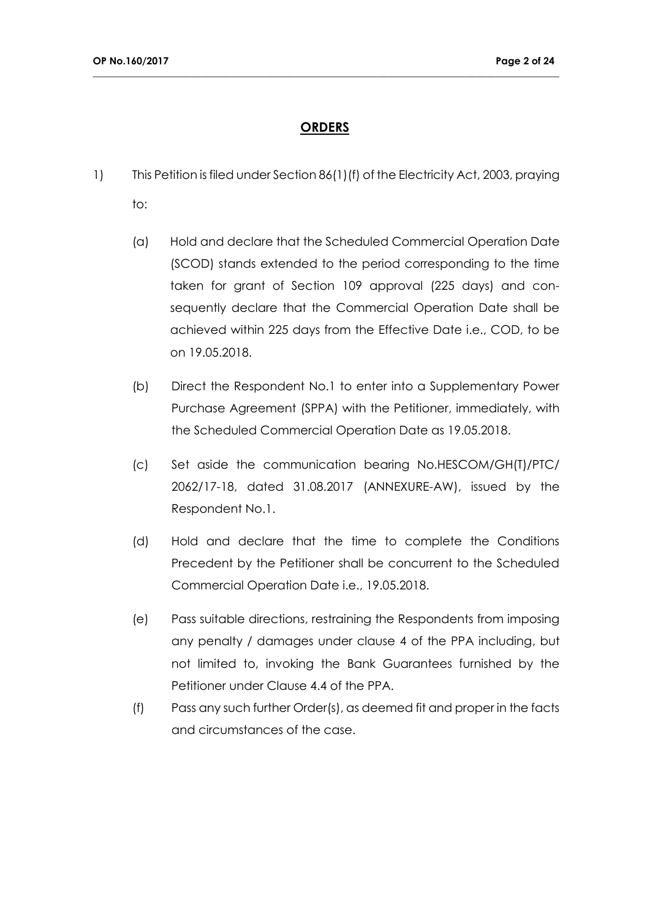## **ORDERS**

1) This Petition is filed under Section 86(1)(f) of the Electricity Act, 2003, praying to:

   (a) Hold and declare that the Scheduled Commercial Operation Date (SCOD) stands extended to the period corresponding to the time taken for grant of Section 109 approval (225 days) and consequently declare that the Commercial Operation Date shall be achieved within 225 days from the Effective Date i.e., COD, to be on 19.05.2018.

   (b) Direct the Respondent No.1 to enter into a Supplementary Power Purchase Agreement (SPPA) with the Petitioner, immediately, with the Scheduled Commercial Operation Date as 19.05.2018.

   (c) Set aside the communication bearing No.HESCOM/GH(T)/PTC/2062/17-18, dated 31.08.2017 (ANNEXURE-AW), issued by the Respondent No.1.

   (d) Hold and declare that the time to complete the Conditions Precedent by the Petitioner shall be concurrent to the Scheduled Commercial Operation Date i.e., 19.05.2018.

   (e) Pass suitable directions, restraining the Respondents from imposing any penalty / damages under clause 4 of the PPA including, but not limited to, invoking the Bank Guarantees furnished by the Petitioner under Clause 4.4 of the PPA.

   (f) Pass any such further Order(s), as deemed fit and proper in the facts and circumstances of the case.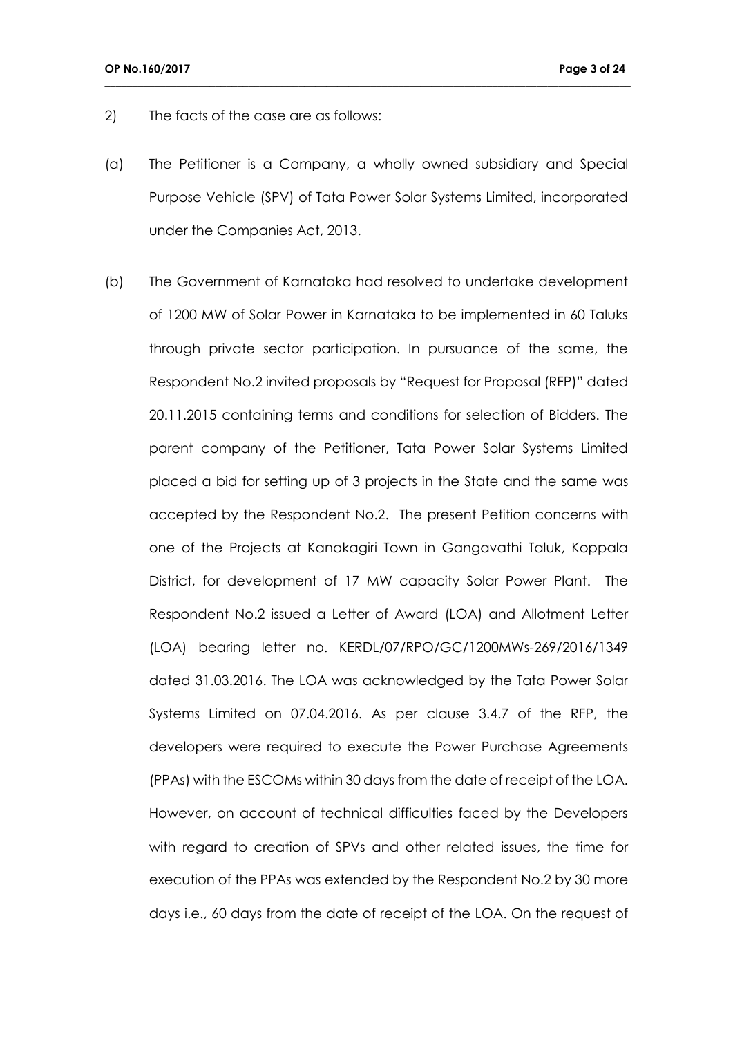2) The facts of the case are as follows:

(a) The Petitioner is a Company, a wholly owned subsidiary and Special Purpose Vehicle (SPV) of Tata Power Solar Systems Limited, incorporated under the Companies Act, 2013.

(b) The Government of Karnataka had resolved to undertake development of 1200 MW of Solar Power in Karnataka to be implemented in 60 Taluks through private sector participation. In pursuance of the same, the Respondent No.2 invited proposals by "Request for Proposal (RFP)" dated 20.11.2015 containing terms and conditions for selection of Bidders. The parent company of the Petitioner, Tata Power Solar Systems Limited placed a bid for setting up of 3 projects in the State and the same was accepted by the Respondent No.2. The present Petition concerns with one of the Projects at Kanakagiri Town in Gangavathi Taluk, Koppala District, for development of 17 MW capacity Solar Power Plant. The Respondent No.2 issued a Letter of Award (LOA) and Allotment Letter (LOA) bearing letter no. KERDL/07/RPO/GC/1200MWs-269/2016/1349 dated 31.03.2016. The LOA was acknowledged by the Tata Power Solar Systems Limited on 07.04.2016. As per clause 3.4.7 of the RFP, the developers were required to execute the Power Purchase Agreements (PPAs) with the ESCOMs within 30 days from the date of receipt of the LOA. However, on account of technical difficulties faced by the Developers with regard to creation of SPVs and other related issues, the time for execution of the PPAs was extended by the Respondent No.2 by 30 more days i.e., 60 days from the date of receipt of the LOA. On the request of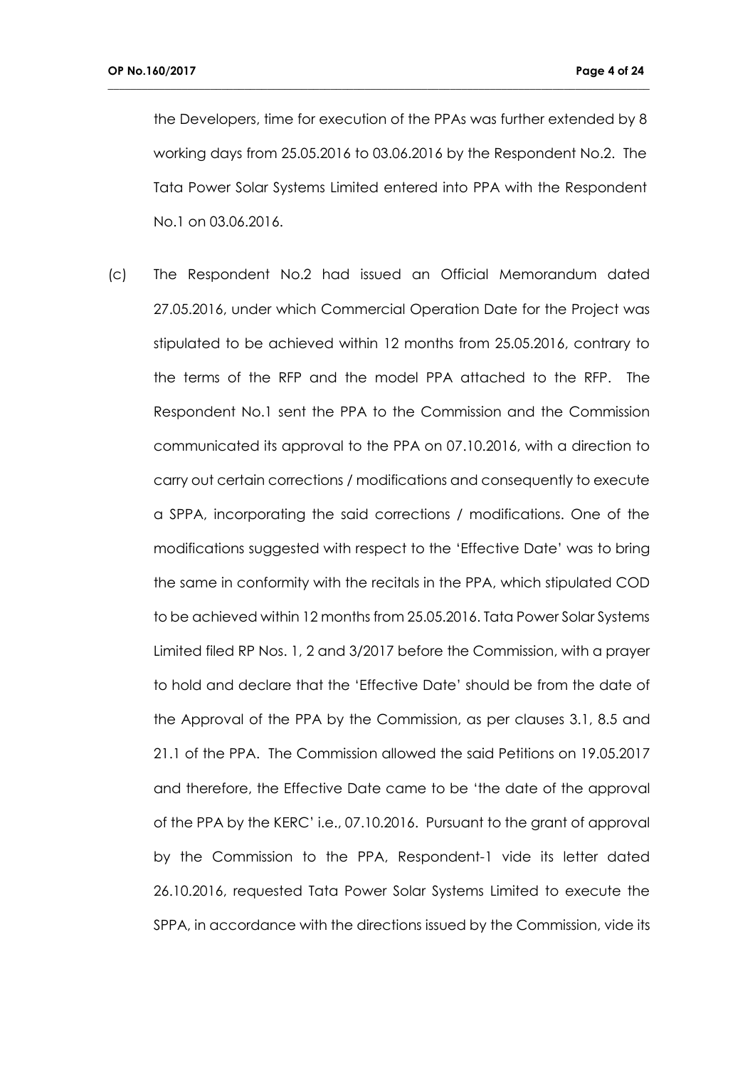the Developers, time for execution of the PPAs was further extended by 8 working days from 25.05.2016 to 03.06.2016 by the Respondent No.2. The Tata Power Solar Systems Limited entered into PPA with the Respondent No.1 on 03.06.2016.

(c) The Respondent No.2 had issued an Official Memorandum dated 27.05.2016, under which Commercial Operation Date for the Project was stipulated to be achieved within 12 months from 25.05.2016, contrary to the terms of the RFP and the model PPA attached to the RFP. The Respondent No.1 sent the PPA to the Commission and the Commission communicated its approval to the PPA on 07.10.2016, with a direction to carry out certain corrections / modifications and consequently to execute a SPPA, incorporating the said corrections / modifications. One of the modifications suggested with respect to the 'Effective Date' was to bring the same in conformity with the recitals in the PPA, which stipulated COD to be achieved within 12 months from 25.05.2016. Tata Power Solar Systems Limited filed RP Nos. 1, 2 and 3/2017 before the Commission, with a prayer to hold and declare that the 'Effective Date' should be from the date of the Approval of the PPA by the Commission, as per clauses 3.1, 8.5 and 21.1 of the PPA. The Commission allowed the said Petitions on 19.05.2017 and therefore, the Effective Date came to be 'the date of the approval of the PPA by the KERC' i.e., 07.10.2016. Pursuant to the grant of approval by the Commission to the PPA, Respondent-1 vide its letter dated 26.10.2016, requested Tata Power Solar Systems Limited to execute the SPPA, in accordance with the directions issued by the Commission, vide its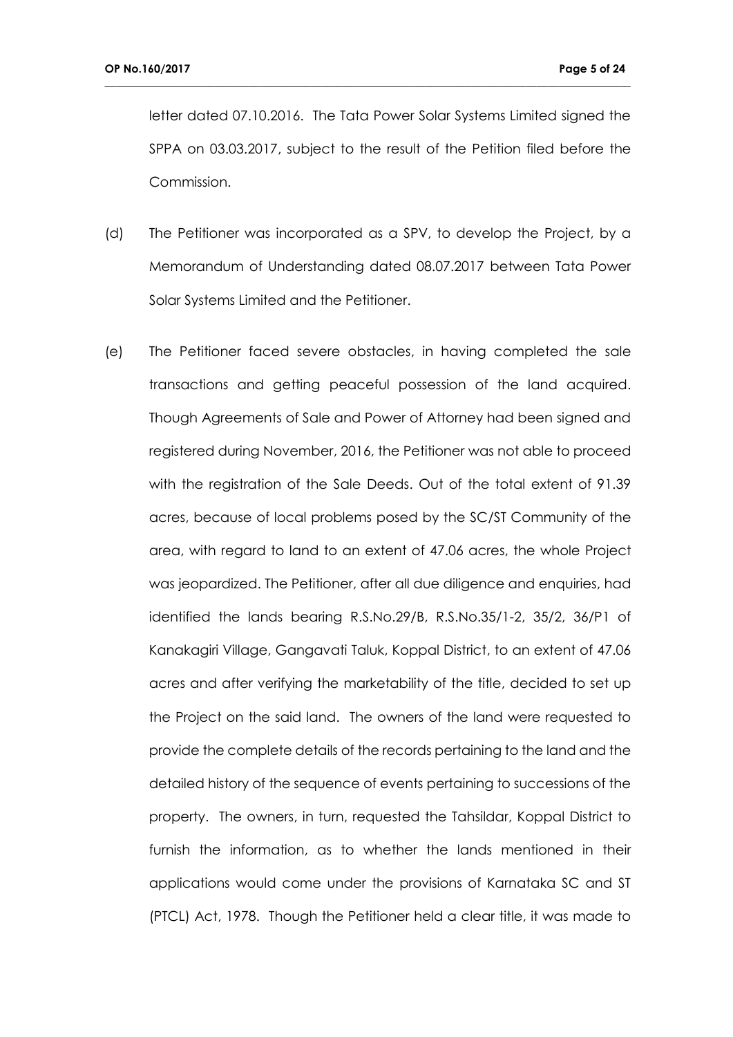letter dated 07.10.2016. The Tata Power Solar Systems Limited signed the SPPA on 03.03.2017, subject to the result of the Petition filed before the Commission.

(d) The Petitioner was incorporated as a SPV, to develop the Project, by a Memorandum of Understanding dated 08.07.2017 between Tata Power Solar Systems Limited and the Petitioner.

(e) The Petitioner faced severe obstacles, in having completed the sale transactions and getting peaceful possession of the land acquired. Though Agreements of Sale and Power of Attorney had been signed and registered during November, 2016, the Petitioner was not able to proceed with the registration of the Sale Deeds. Out of the total extent of 91.39 acres, because of local problems posed by the SC/ST Community of the area, with regard to land to an extent of 47.06 acres, the whole Project was jeopardized. The Petitioner, after all due diligence and enquiries, had identified the lands bearing R.S.No.29/B, R.S.No.35/1-2, 35/2, 36/P1 of Kanakagiri Village, Gangavati Taluk, Koppal District, to an extent of 47.06 acres and after verifying the marketability of the title, decided to set up the Project on the said land. The owners of the land were requested to provide the complete details of the records pertaining to the land and the detailed history of the sequence of events pertaining to successions of the property. The owners, in turn, requested the Tahsildar, Koppal District to furnish the information, as to whether the lands mentioned in their applications would come under the provisions of Karnataka SC and ST (PTCL) Act, 1978. Though the Petitioner held a clear title, it was made to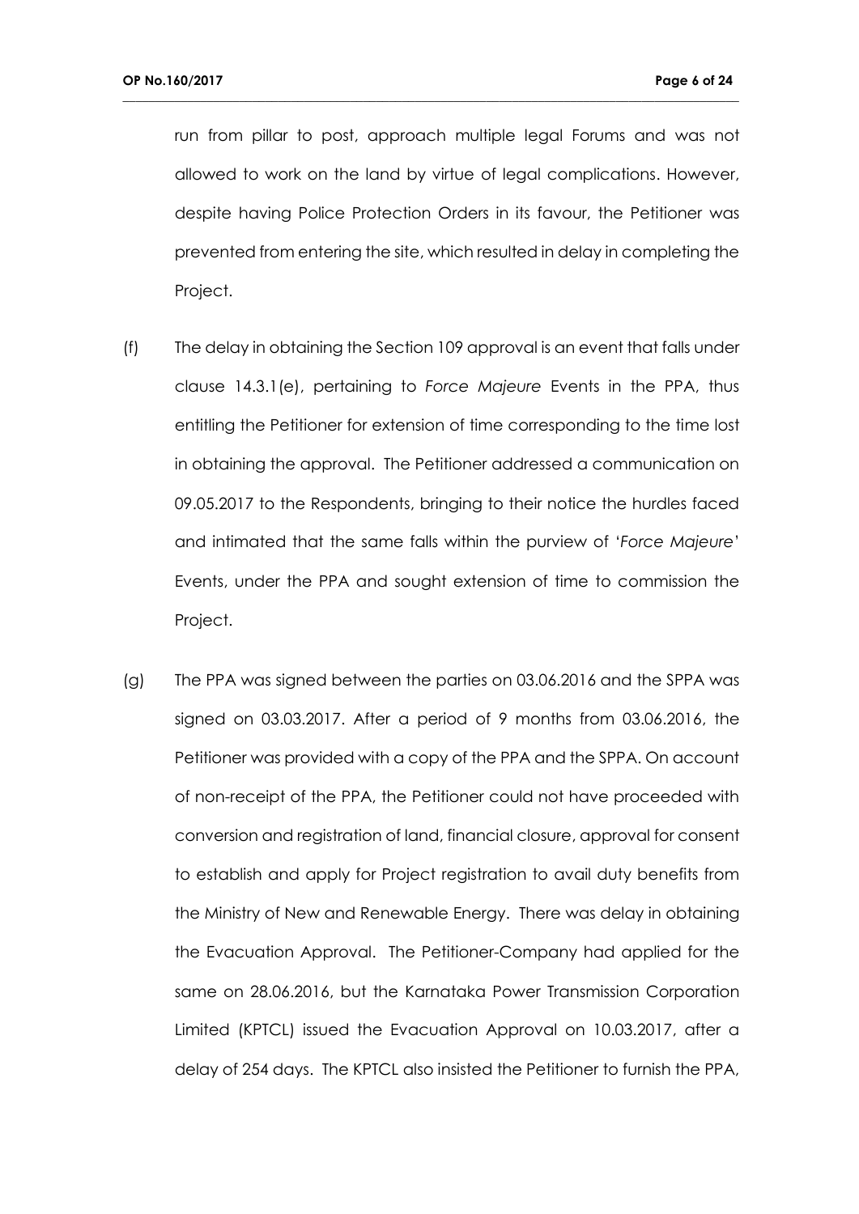run from pillar to post, approach multiple legal Forums and was not allowed to work on the land by virtue of legal complications. However, despite having Police Protection Orders in its favour, the Petitioner was prevented from entering the site, which resulted in delay in completing the Project.

(f) The delay in obtaining the Section 109 approval is an event that falls under clause 14.3.1(e), pertaining to *Force Majeure* Events in the PPA, thus entitling the Petitioner for extension of time corresponding to the time lost in obtaining the approval. The Petitioner addressed a communication on 09.05.2017 to the Respondents, bringing to their notice the hurdles faced and intimated that the same falls within the purview of '*Force Majeure*' Events, under the PPA and sought extension of time to commission the Project.

(g) The PPA was signed between the parties on 03.06.2016 and the SPPA was signed on 03.03.2017. After a period of 9 months from 03.06.2016, the Petitioner was provided with a copy of the PPA and the SPPA. On account of non-receipt of the PPA, the Petitioner could not have proceeded with conversion and registration of land, financial closure, approval for consent to establish and apply for Project registration to avail duty benefits from the Ministry of New and Renewable Energy. There was delay in obtaining the Evacuation Approval. The Petitioner-Company had applied for the same on 28.06.2016, but the Karnataka Power Transmission Corporation Limited (KPTCL) issued the Evacuation Approval on 10.03.2017, after a delay of 254 days. The KPTCL also insisted the Petitioner to furnish the PPA,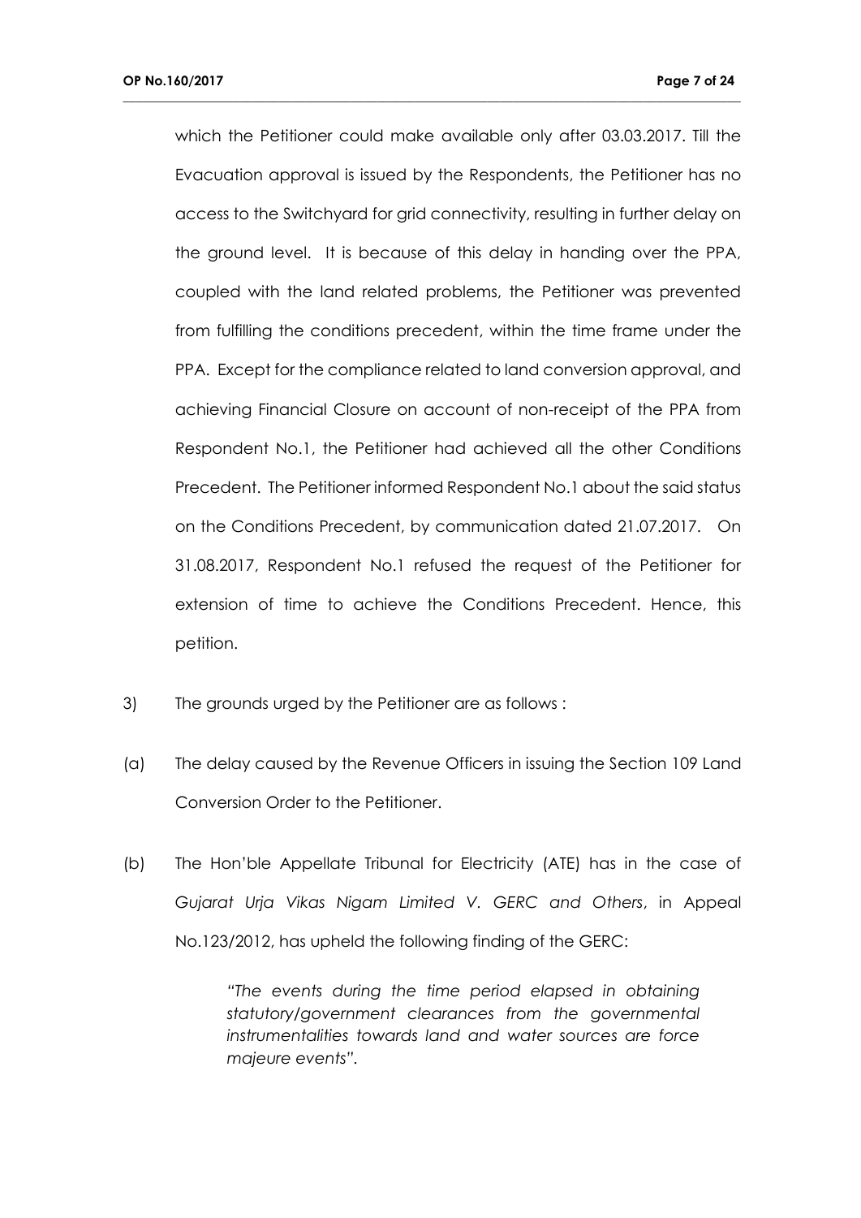which the Petitioner could make available only after 03.03.2017. Till the Evacuation approval is issued by the Respondents, the Petitioner has no access to the Switchyard for grid connectivity, resulting in further delay on the ground level. It is because of this delay in handing over the PPA, coupled with the land related problems, the Petitioner was prevented from fulfilling the conditions precedent, within the time frame under the PPA. Except for the compliance related to land conversion approval, and achieving Financial Closure on account of non-receipt of the PPA from Respondent No.1, the Petitioner had achieved all the other Conditions Precedent. The Petitioner informed Respondent No.1 about the said status on the Conditions Precedent, by communication dated 21.07.2017. On 31.08.2017, Respondent No.1 refused the request of the Petitioner for extension of time to achieve the Conditions Precedent. Hence, this petition.

3) The grounds urged by the Petitioner are as follows :

(a) The delay caused by the Revenue Officers in issuing the Section 109 Land Conversion Order to the Petitioner.

(b) The Hon'ble Appellate Tribunal for Electricity (ATE) has in the case of *Gujarat Urja Vikas Nigam Limited V. GERC and Others*, in Appeal No.123/2012, has upheld the following finding of the GERC:

> *"The events during the time period elapsed in obtaining statutory/government clearances from the governmental instrumentalities towards land and water sources are force majeure events".*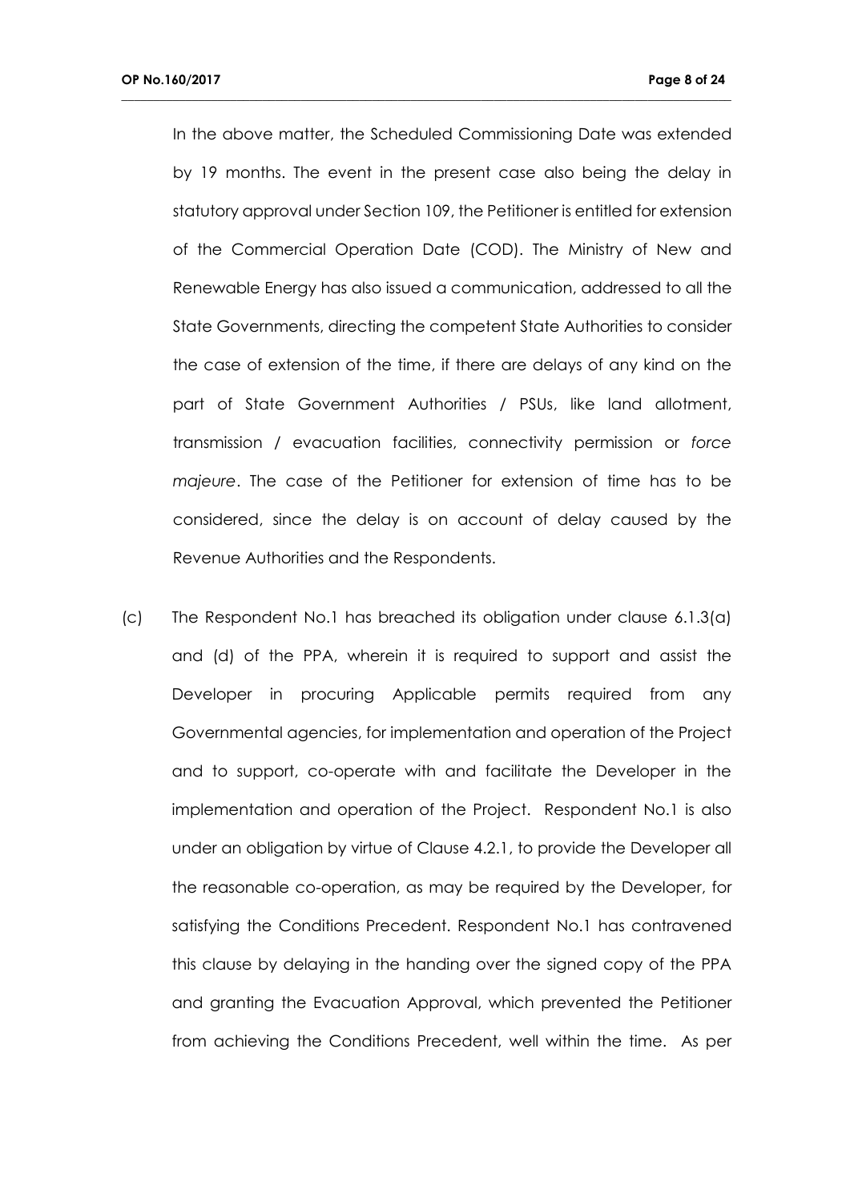In the above matter, the Scheduled Commissioning Date was extended by 19 months. The event in the present case also being the delay in statutory approval under Section 109, the Petitioner is entitled for extension of the Commercial Operation Date (COD). The Ministry of New and Renewable Energy has also issued a communication, addressed to all the State Governments, directing the competent State Authorities to consider the case of extension of the time, if there are delays of any kind on the part of State Government Authorities / PSUs, like land allotment, transmission / evacuation facilities, connectivity permission or *force majeure*. The case of the Petitioner for extension of time has to be considered, since the delay is on account of delay caused by the Revenue Authorities and the Respondents.

(c) The Respondent No.1 has breached its obligation under clause 6.1.3(a) and (d) of the PPA, wherein it is required to support and assist the Developer in procuring Applicable permits required from any Governmental agencies, for implementation and operation of the Project and to support, co-operate with and facilitate the Developer in the implementation and operation of the Project. Respondent No.1 is also under an obligation by virtue of Clause 4.2.1, to provide the Developer all the reasonable co-operation, as may be required by the Developer, for satisfying the Conditions Precedent. Respondent No.1 has contravened this clause by delaying in the handing over the signed copy of the PPA and granting the Evacuation Approval, which prevented the Petitioner from achieving the Conditions Precedent, well within the time. As per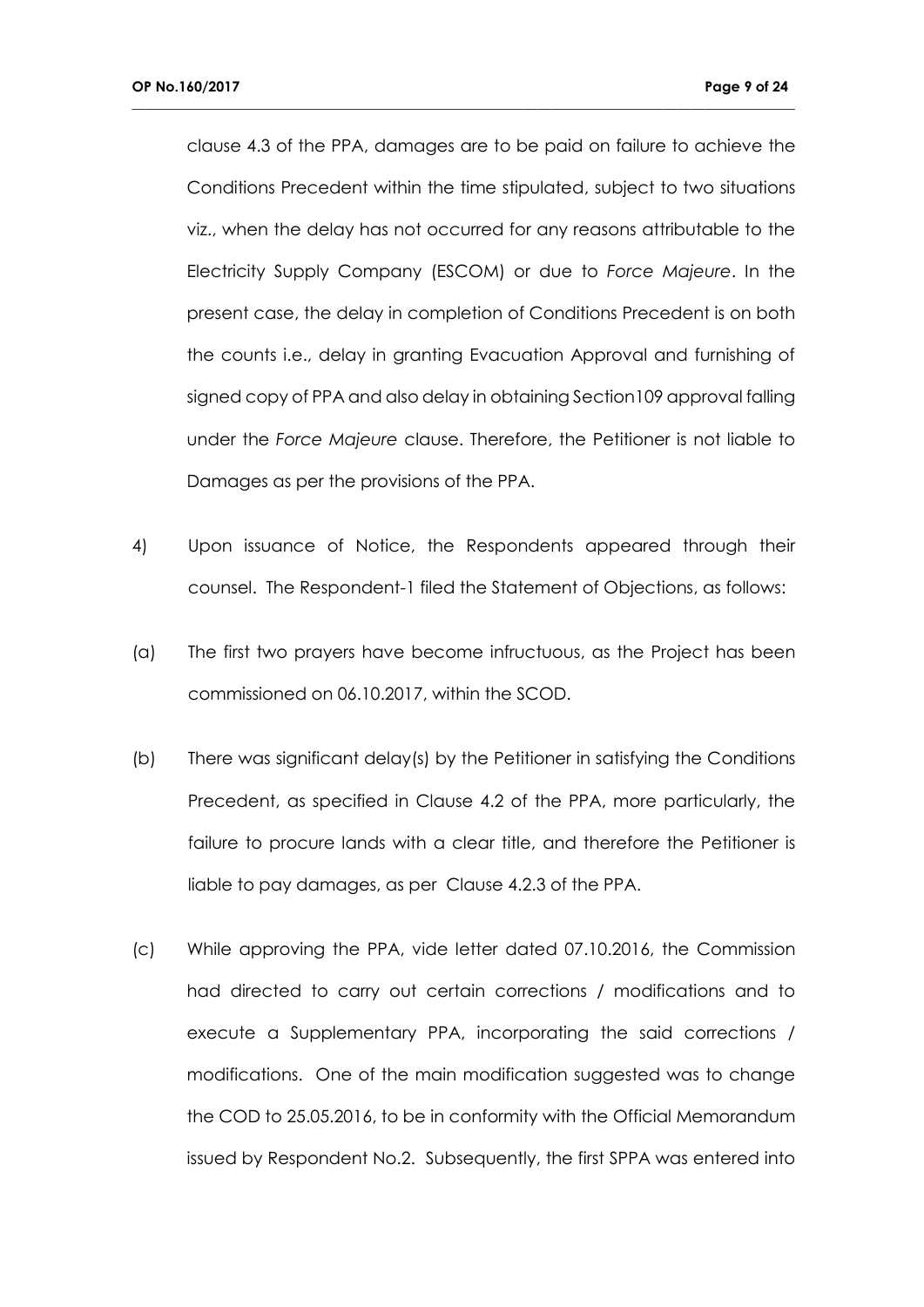clause 4.3 of the PPA, damages are to be paid on failure to achieve the Conditions Precedent within the time stipulated, subject to two situations viz., when the delay has not occurred for any reasons attributable to the Electricity Supply Company (ESCOM) or due to *Force Majeure*. In the present case, the delay in completion of Conditions Precedent is on both the counts i.e., delay in granting Evacuation Approval and furnishing of signed copy of PPA and also delay in obtaining Section109 approval falling under the *Force Majeure* clause. Therefore, the Petitioner is not liable to Damages as per the provisions of the PPA.

4) Upon issuance of Notice, the Respondents appeared through their counsel. The Respondent-1 filed the Statement of Objections, as follows:

(a) The first two prayers have become infructuous, as the Project has been commissioned on 06.10.2017, within the SCOD.

(b) There was significant delay(s) by the Petitioner in satisfying the Conditions Precedent, as specified in Clause 4.2 of the PPA, more particularly, the failure to procure lands with a clear title, and therefore the Petitioner is liable to pay damages, as per Clause 4.2.3 of the PPA.

(c) While approving the PPA, vide letter dated 07.10.2016, the Commission had directed to carry out certain corrections / modifications and to execute a Supplementary PPA, incorporating the said corrections / modifications. One of the main modification suggested was to change the COD to 25.05.2016, to be in conformity with the Official Memorandum issued by Respondent No.2. Subsequently, the first SPPA was entered into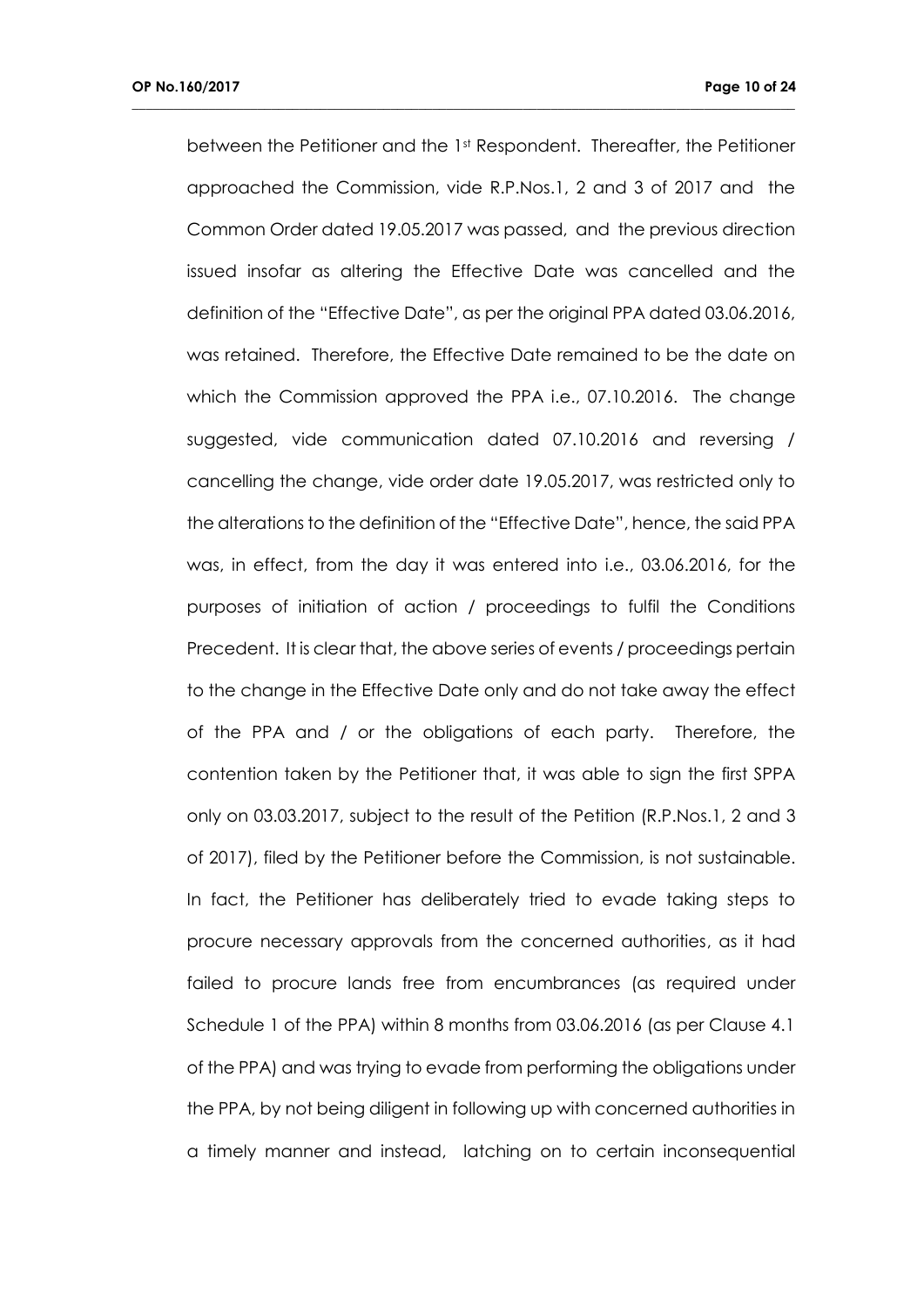between the Petitioner and the 1st Respondent. Thereafter, the Petitioner approached the Commission, vide R.P.Nos.1, 2 and 3 of 2017 and the Common Order dated 19.05.2017 was passed, and the previous direction issued insofar as altering the Effective Date was cancelled and the definition of the "Effective Date", as per the original PPA dated 03.06.2016, was retained. Therefore, the Effective Date remained to be the date on which the Commission approved the PPA i.e., 07.10.2016. The change suggested, vide communication dated 07.10.2016 and reversing / cancelling the change, vide order date 19.05.2017, was restricted only to the alterations to the definition of the "Effective Date", hence, the said PPA was, in effect, from the day it was entered into i.e., 03.06.2016, for the purposes of initiation of action / proceedings to fulfil the Conditions Precedent. It is clear that, the above series of events / proceedings pertain to the change in the Effective Date only and do not take away the effect of the PPA and / or the obligations of each party. Therefore, the contention taken by the Petitioner that, it was able to sign the first SPPA only on 03.03.2017, subject to the result of the Petition (R.P.Nos.1, 2 and 3 of 2017), filed by the Petitioner before the Commission, is not sustainable. In fact, the Petitioner has deliberately tried to evade taking steps to procure necessary approvals from the concerned authorities, as it had failed to procure lands free from encumbrances (as required under Schedule 1 of the PPA) within 8 months from 03.06.2016 (as per Clause 4.1 of the PPA) and was trying to evade from performing the obligations under the PPA, by not being diligent in following up with concerned authorities in a timely manner and instead, latching on to certain inconsequential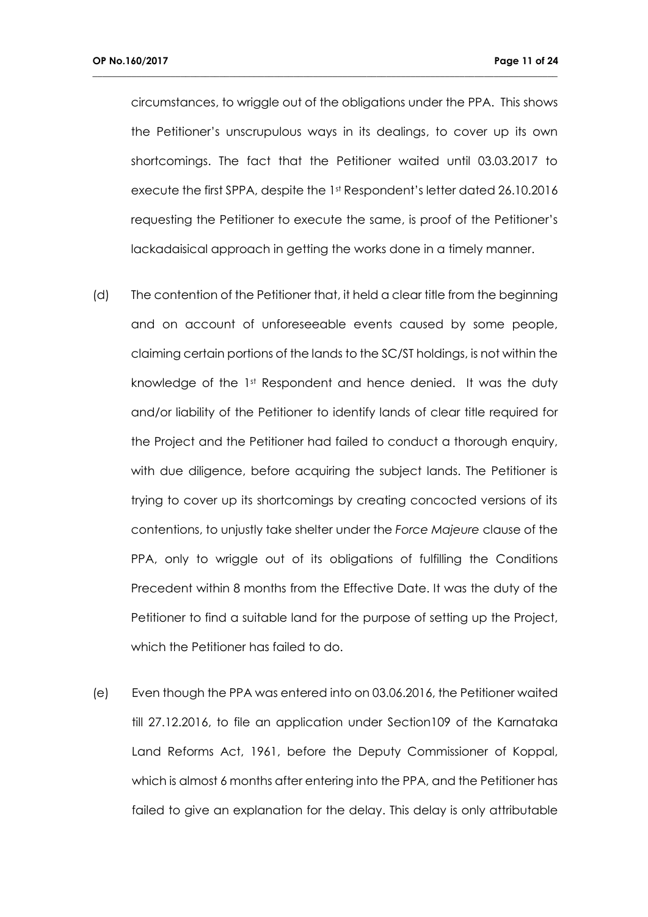circumstances, to wriggle out of the obligations under the PPA. This shows the Petitioner's unscrupulous ways in its dealings, to cover up its own shortcomings. The fact that the Petitioner waited until 03.03.2017 to execute the first SPPA, despite the 1st Respondent's letter dated 26.10.2016 requesting the Petitioner to execute the same, is proof of the Petitioner's lackadaisical approach in getting the works done in a timely manner.

(d) The contention of the Petitioner that, it held a clear title from the beginning and on account of unforeseeable events caused by some people, claiming certain portions of the lands to the SC/ST holdings, is not within the knowledge of the 1st Respondent and hence denied. It was the duty and/or liability of the Petitioner to identify lands of clear title required for the Project and the Petitioner had failed to conduct a thorough enquiry, with due diligence, before acquiring the subject lands. The Petitioner is trying to cover up its shortcomings by creating concocted versions of its contentions, to unjustly take shelter under the *Force Majeure* clause of the PPA, only to wriggle out of its obligations of fulfilling the Conditions Precedent within 8 months from the Effective Date. It was the duty of the Petitioner to find a suitable land for the purpose of setting up the Project, which the Petitioner has failed to do.

(e) Even though the PPA was entered into on 03.06.2016, the Petitioner waited till 27.12.2016, to file an application under Section109 of the Karnataka Land Reforms Act, 1961, before the Deputy Commissioner of Koppal, which is almost 6 months after entering into the PPA, and the Petitioner has failed to give an explanation for the delay. This delay is only attributable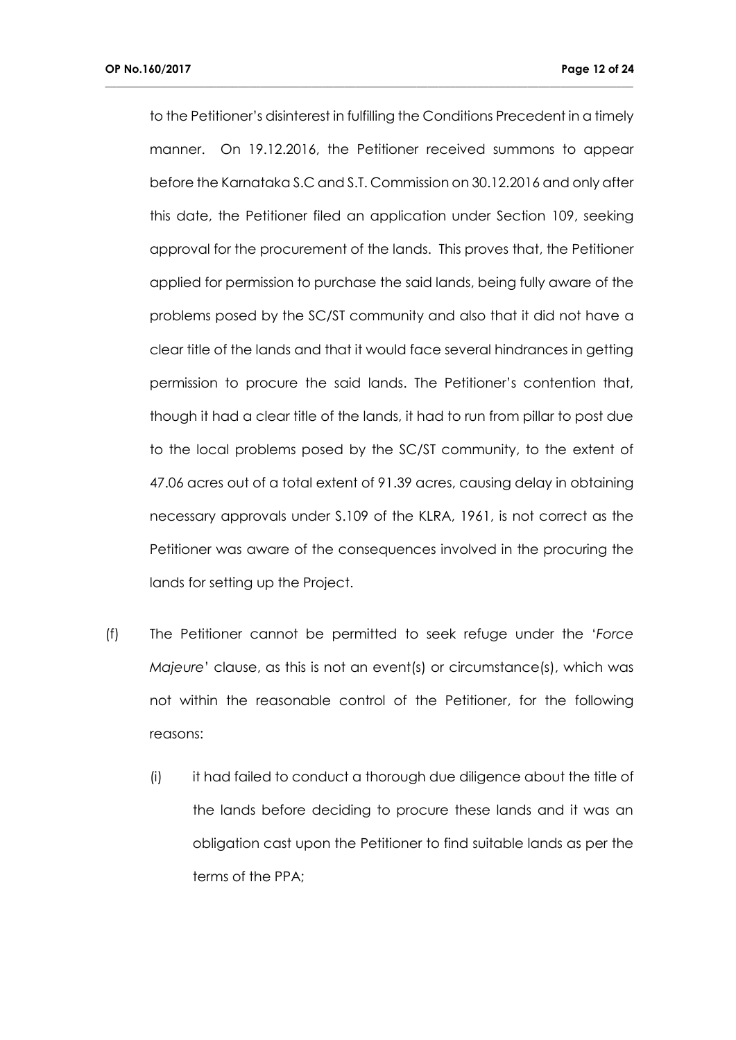to the Petitioner's disinterest in fulfilling the Conditions Precedent in a timely manner. On 19.12.2016, the Petitioner received summons to appear before the Karnataka S.C and S.T. Commission on 30.12.2016 and only after this date, the Petitioner filed an application under Section 109, seeking approval for the procurement of the lands. This proves that, the Petitioner applied for permission to purchase the said lands, being fully aware of the problems posed by the SC/ST community and also that it did not have a clear title of the lands and that it would face several hindrances in getting permission to procure the said lands. The Petitioner's contention that, though it had a clear title of the lands, it had to run from pillar to post due to the local problems posed by the SC/ST community, to the extent of 47.06 acres out of a total extent of 91.39 acres, causing delay in obtaining necessary approvals under S.109 of the KLRA, 1961, is not correct as the Petitioner was aware of the consequences involved in the procuring the lands for setting up the Project.

(f) The Petitioner cannot be permitted to seek refuge under the '*Force Majeure*' clause, as this is not an event(s) or circumstance(s), which was not within the reasonable control of the Petitioner, for the following reasons:

   (i) it had failed to conduct a thorough due diligence about the title of the lands before deciding to procure these lands and it was an obligation cast upon the Petitioner to find suitable lands as per the terms of the PPA;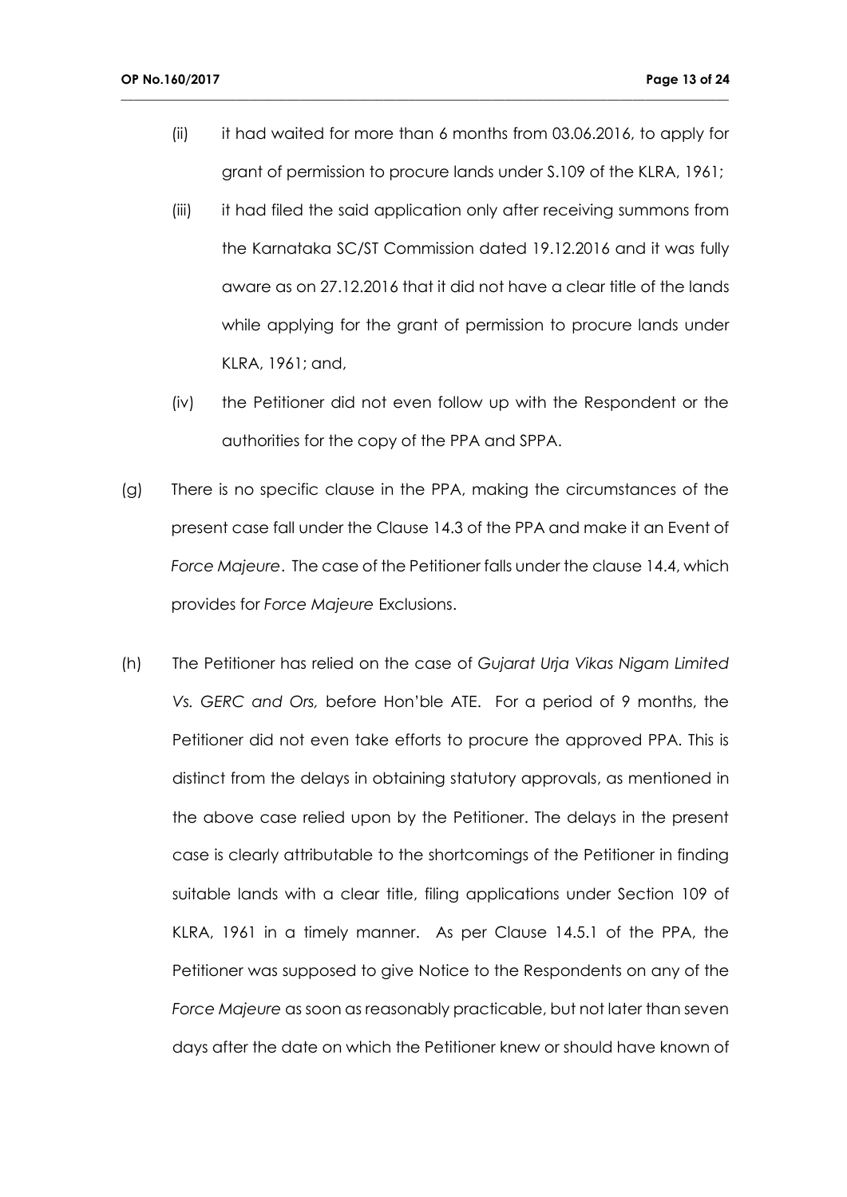(ii) it had waited for more than 6 months from 03.06.2016, to apply for grant of permission to procure lands under S.109 of the KLRA, 1961;

(iii) it had filed the said application only after receiving summons from the Karnataka SC/ST Commission dated 19.12.2016 and it was fully aware as on 27.12.2016 that it did not have a clear title of the lands while applying for the grant of permission to procure lands under KLRA, 1961; and,

(iv) the Petitioner did not even follow up with the Respondent or the authorities for the copy of the PPA and SPPA.

(g) There is no specific clause in the PPA, making the circumstances of the present case fall under the Clause 14.3 of the PPA and make it an Event of *Force Majeure*. The case of the Petitioner falls under the clause 14.4, which provides for *Force Majeure* Exclusions.

(h) The Petitioner has relied on the case of *Gujarat Urja Vikas Nigam Limited Vs. GERC and Ors,* before Hon'ble ATE. For a period of 9 months, the Petitioner did not even take efforts to procure the approved PPA. This is distinct from the delays in obtaining statutory approvals, as mentioned in the above case relied upon by the Petitioner. The delays in the present case is clearly attributable to the shortcomings of the Petitioner in finding suitable lands with a clear title, filing applications under Section 109 of KLRA, 1961 in a timely manner. As per Clause 14.5.1 of the PPA, the Petitioner was supposed to give Notice to the Respondents on any of the *Force Majeure* as soon as reasonably practicable, but not later than seven days after the date on which the Petitioner knew or should have known of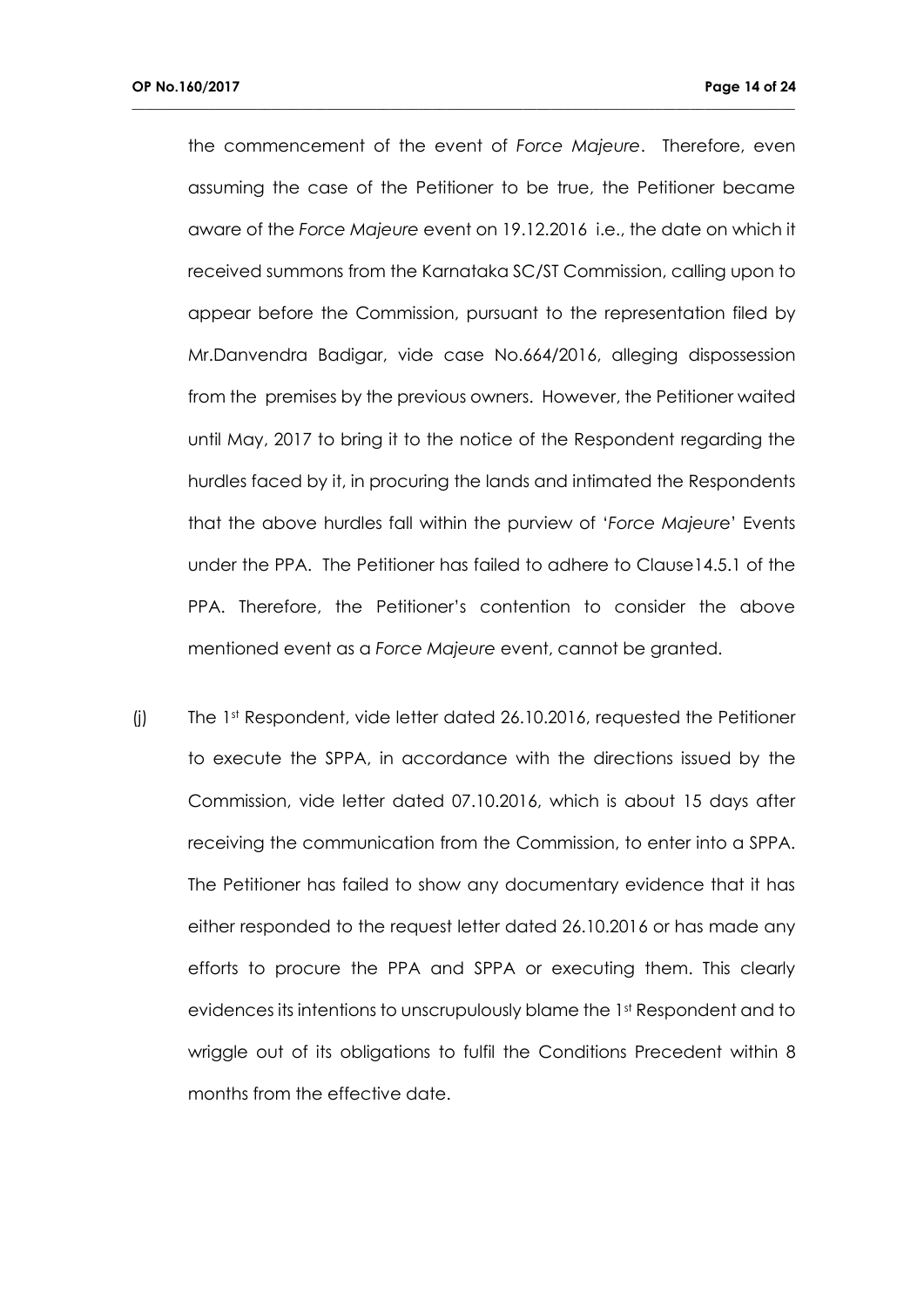the commencement of the event of *Force Majeure*. Therefore, even assuming the case of the Petitioner to be true, the Petitioner became aware of the *Force Majeure* event on 19.12.2016 i.e., the date on which it received summons from the Karnataka SC/ST Commission, calling upon to appear before the Commission, pursuant to the representation filed by Mr.Danvendra Badigar, vide case No.664/2016, alleging dispossession from the premises by the previous owners. However, the Petitioner waited until May, 2017 to bring it to the notice of the Respondent regarding the hurdles faced by it, in procuring the lands and intimated the Respondents that the above hurdles fall within the purview of '*Force Majeure*' Events under the PPA. The Petitioner has failed to adhere to Clause14.5.1 of the PPA. Therefore, the Petitioner's contention to consider the above mentioned event as a *Force Majeure* event, cannot be granted.

(j) The 1st Respondent, vide letter dated 26.10.2016, requested the Petitioner to execute the SPPA, in accordance with the directions issued by the Commission, vide letter dated 07.10.2016, which is about 15 days after receiving the communication from the Commission, to enter into a SPPA. The Petitioner has failed to show any documentary evidence that it has either responded to the request letter dated 26.10.2016 or has made any efforts to procure the PPA and SPPA or executing them. This clearly evidences its intentions to unscrupulously blame the 1st Respondent and to wriggle out of its obligations to fulfil the Conditions Precedent within 8 months from the effective date.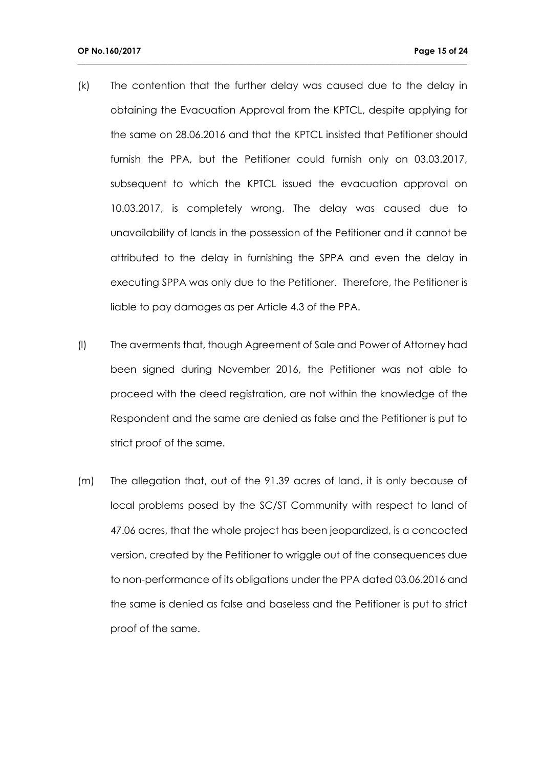(k) The contention that the further delay was caused due to the delay in obtaining the Evacuation Approval from the KPTCL, despite applying for the same on 28.06.2016 and that the KPTCL insisted that Petitioner should furnish the PPA, but the Petitioner could furnish only on 03.03.2017, subsequent to which the KPTCL issued the evacuation approval on 10.03.2017, is completely wrong. The delay was caused due to unavailability of lands in the possession of the Petitioner and it cannot be attributed to the delay in furnishing the SPPA and even the delay in executing SPPA was only due to the Petitioner. Therefore, the Petitioner is liable to pay damages as per Article 4.3 of the PPA.

(l) The averments that, though Agreement of Sale and Power of Attorney had been signed during November 2016, the Petitioner was not able to proceed with the deed registration, are not within the knowledge of the Respondent and the same are denied as false and the Petitioner is put to strict proof of the same.

(m) The allegation that, out of the 91.39 acres of land, it is only because of local problems posed by the SC/ST Community with respect to land of 47.06 acres, that the whole project has been jeopardized, is a concocted version, created by the Petitioner to wriggle out of the consequences due to non-performance of its obligations under the PPA dated 03.06.2016 and the same is denied as false and baseless and the Petitioner is put to strict proof of the same.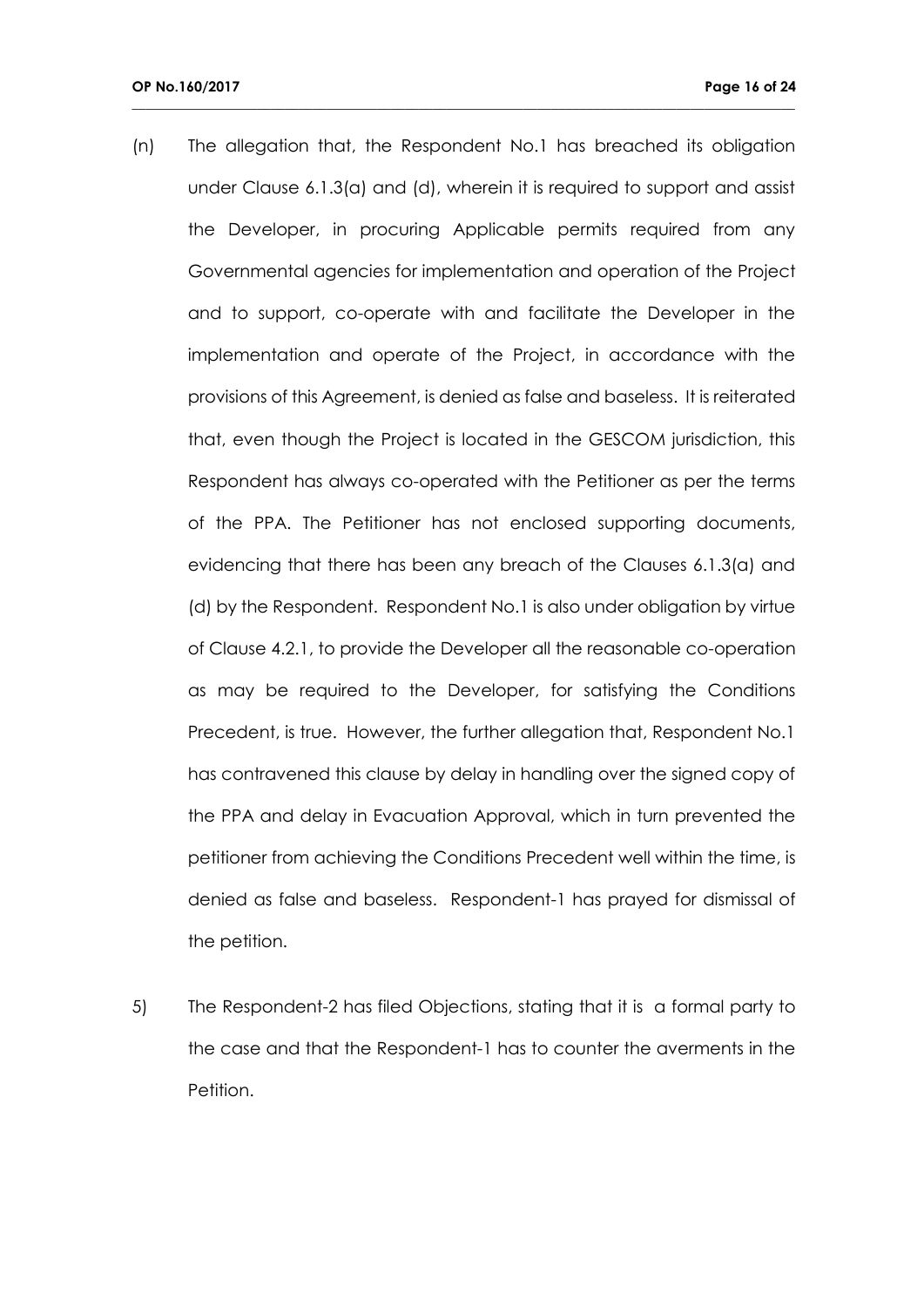(n) The allegation that, the Respondent No.1 has breached its obligation under Clause 6.1.3(a) and (d), wherein it is required to support and assist the Developer, in procuring Applicable permits required from any Governmental agencies for implementation and operation of the Project and to support, co-operate with and facilitate the Developer in the implementation and operate of the Project, in accordance with the provisions of this Agreement, is denied as false and baseless. It is reiterated that, even though the Project is located in the GESCOM jurisdiction, this Respondent has always co-operated with the Petitioner as per the terms of the PPA. The Petitioner has not enclosed supporting documents, evidencing that there has been any breach of the Clauses 6.1.3(a) and (d) by the Respondent. Respondent No.1 is also under obligation by virtue of Clause 4.2.1, to provide the Developer all the reasonable co-operation as may be required to the Developer, for satisfying the Conditions Precedent, is true. However, the further allegation that, Respondent No.1 has contravened this clause by delay in handling over the signed copy of the PPA and delay in Evacuation Approval, which in turn prevented the petitioner from achieving the Conditions Precedent well within the time, is denied as false and baseless. Respondent-1 has prayed for dismissal of the petition.

5) The Respondent-2 has filed Objections, stating that it is a formal party to the case and that the Respondent-1 has to counter the averments in the Petition.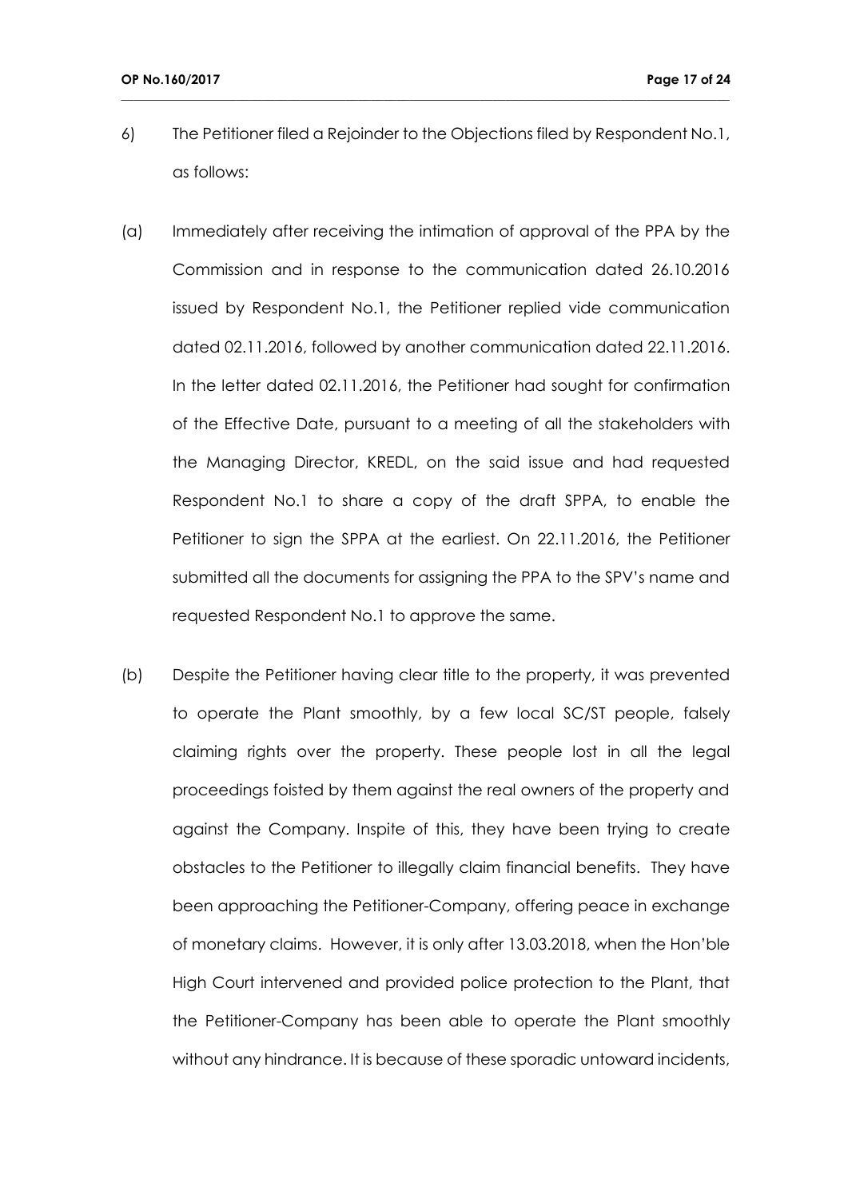6) The Petitioner filed a Rejoinder to the Objections filed by Respondent No.1, as follows:

(a) Immediately after receiving the intimation of approval of the PPA by the Commission and in response to the communication dated 26.10.2016 issued by Respondent No.1, the Petitioner replied vide communication dated 02.11.2016, followed by another communication dated 22.11.2016. In the letter dated 02.11.2016, the Petitioner had sought for confirmation of the Effective Date, pursuant to a meeting of all the stakeholders with the Managing Director, KREDL, on the said issue and had requested Respondent No.1 to share a copy of the draft SPPA, to enable the Petitioner to sign the SPPA at the earliest. On 22.11.2016, the Petitioner submitted all the documents for assigning the PPA to the SPV's name and requested Respondent No.1 to approve the same.

(b) Despite the Petitioner having clear title to the property, it was prevented to operate the Plant smoothly, by a few local SC/ST people, falsely claiming rights over the property. These people lost in all the legal proceedings foisted by them against the real owners of the property and against the Company. Inspite of this, they have been trying to create obstacles to the Petitioner to illegally claim financial benefits. They have been approaching the Petitioner-Company, offering peace in exchange of monetary claims. However, it is only after 13.03.2018, when the Hon'ble High Court intervened and provided police protection to the Plant, that the Petitioner-Company has been able to operate the Plant smoothly without any hindrance. It is because of these sporadic untoward incidents,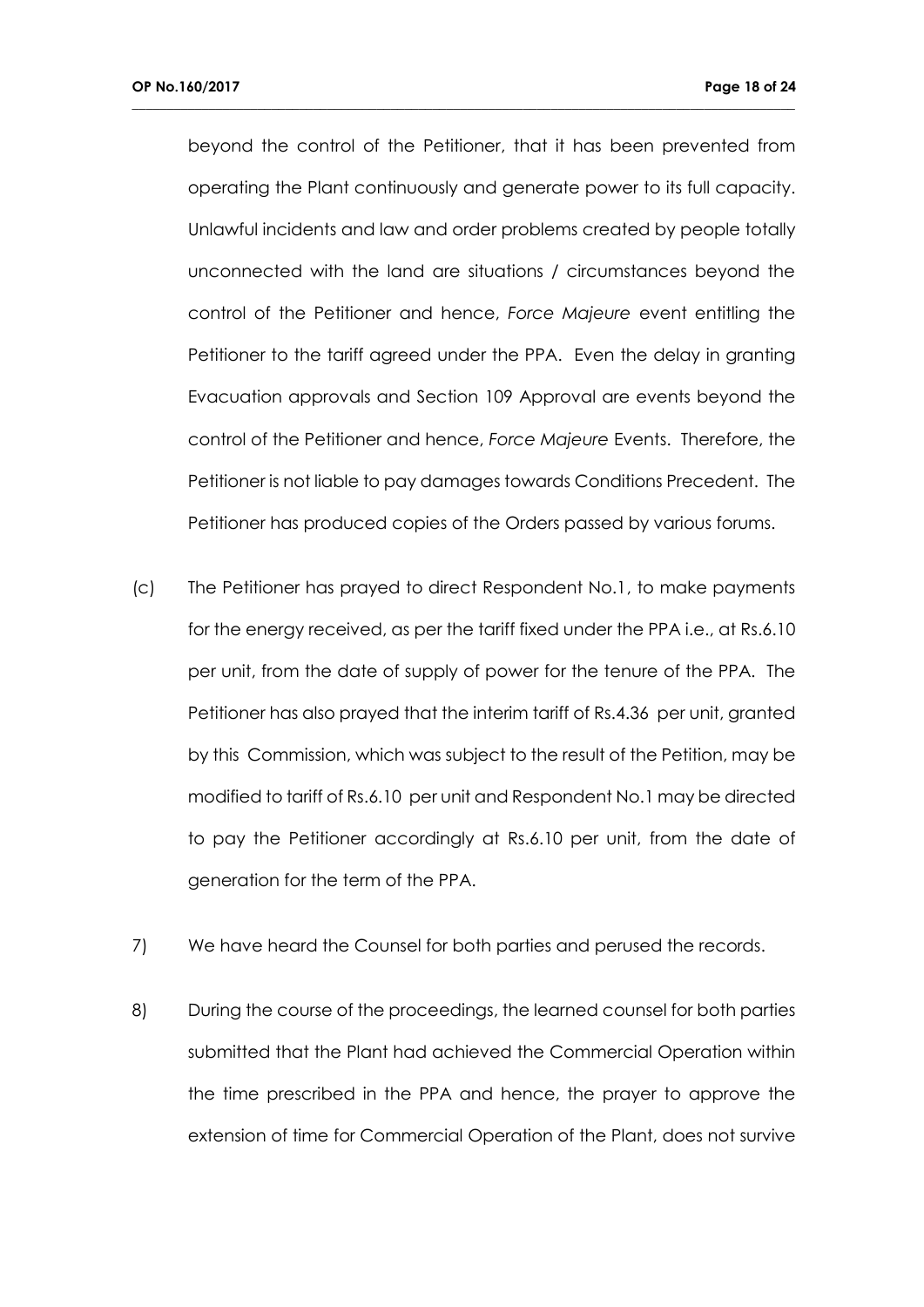beyond the control of the Petitioner, that it has been prevented from operating the Plant continuously and generate power to its full capacity. Unlawful incidents and law and order problems created by people totally unconnected with the land are situations / circumstances beyond the control of the Petitioner and hence, *Force Majeure* event entitling the Petitioner to the tariff agreed under the PPA. Even the delay in granting Evacuation approvals and Section 109 Approval are events beyond the control of the Petitioner and hence, *Force Majeure* Events. Therefore, the Petitioner is not liable to pay damages towards Conditions Precedent. The Petitioner has produced copies of the Orders passed by various forums.

(c) The Petitioner has prayed to direct Respondent No.1, to make payments for the energy received, as per the tariff fixed under the PPA i.e., at Rs.6.10 per unit, from the date of supply of power for the tenure of the PPA. The Petitioner has also prayed that the interim tariff of Rs.4.36 per unit, granted by this Commission, which was subject to the result of the Petition, may be modified to tariff of Rs.6.10 per unit and Respondent No.1 may be directed to pay the Petitioner accordingly at Rs.6.10 per unit, from the date of generation for the term of the PPA.

7) We have heard the Counsel for both parties and perused the records.

8) During the course of the proceedings, the learned counsel for both parties submitted that the Plant had achieved the Commercial Operation within the time prescribed in the PPA and hence, the prayer to approve the extension of time for Commercial Operation of the Plant, does not survive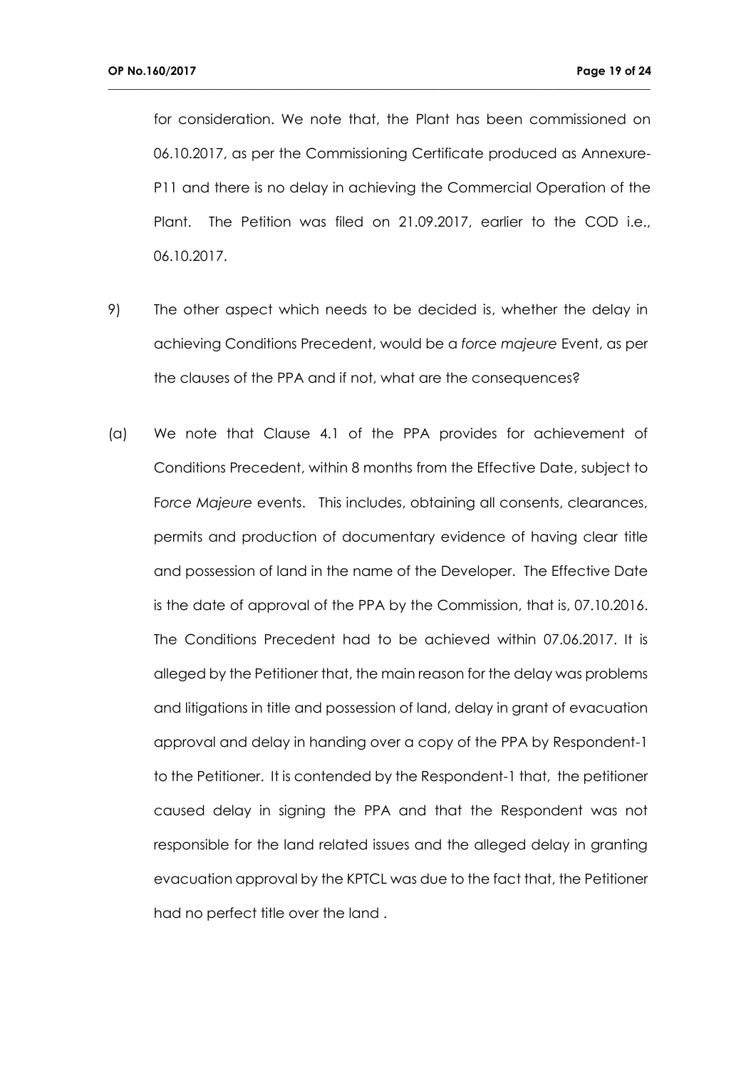for consideration. We note that, the Plant has been commissioned on 06.10.2017, as per the Commissioning Certificate produced as Annexure-P11 and there is no delay in achieving the Commercial Operation of the Plant. The Petition was filed on 21.09.2017, earlier to the COD i.e., 06.10.2017.

9) The other aspect which needs to be decided is, whether the delay in achieving Conditions Precedent, would be a *force majeure* Event, as per the clauses of the PPA and if not, what are the consequences?

(a) We note that Clause 4.1 of the PPA provides for achievement of Conditions Precedent, within 8 months from the Effective Date, subject to F*orce Majeure* events. This includes, obtaining all consents, clearances, permits and production of documentary evidence of having clear title and possession of land in the name of the Developer. The Effective Date is the date of approval of the PPA by the Commission, that is, 07.10.2016. The Conditions Precedent had to be achieved within 07.06.2017. It is alleged by the Petitioner that, the main reason for the delay was problems and litigations in title and possession of land, delay in grant of evacuation approval and delay in handing over a copy of the PPA by Respondent-1 to the Petitioner. It is contended by the Respondent-1 that, the petitioner caused delay in signing the PPA and that the Respondent was not responsible for the land related issues and the alleged delay in granting evacuation approval by the KPTCL was due to the fact that, the Petitioner had no perfect title over the land .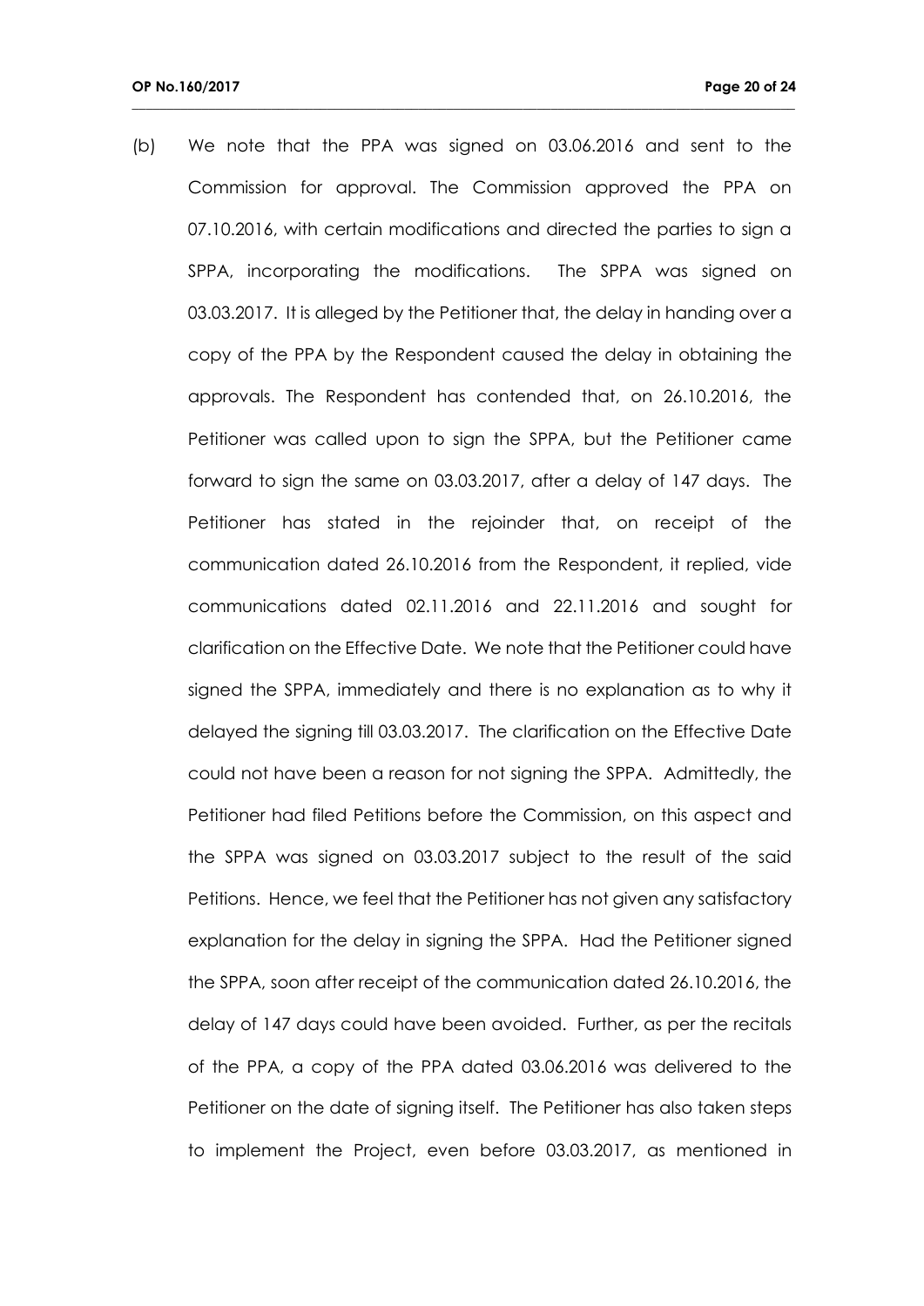(b) We note that the PPA was signed on 03.06.2016 and sent to the Commission for approval. The Commission approved the PPA on 07.10.2016, with certain modifications and directed the parties to sign a SPPA, incorporating the modifications. The SPPA was signed on 03.03.2017. It is alleged by the Petitioner that, the delay in handing over a copy of the PPA by the Respondent caused the delay in obtaining the approvals. The Respondent has contended that, on 26.10.2016, the Petitioner was called upon to sign the SPPA, but the Petitioner came forward to sign the same on 03.03.2017, after a delay of 147 days. The Petitioner has stated in the rejoinder that, on receipt of the communication dated 26.10.2016 from the Respondent, it replied, vide communications dated 02.11.2016 and 22.11.2016 and sought for clarification on the Effective Date. We note that the Petitioner could have signed the SPPA, immediately and there is no explanation as to why it delayed the signing till 03.03.2017. The clarification on the Effective Date could not have been a reason for not signing the SPPA. Admittedly, the Petitioner had filed Petitions before the Commission, on this aspect and the SPPA was signed on 03.03.2017 subject to the result of the said Petitions. Hence, we feel that the Petitioner has not given any satisfactory explanation for the delay in signing the SPPA. Had the Petitioner signed the SPPA, soon after receipt of the communication dated 26.10.2016, the delay of 147 days could have been avoided. Further, as per the recitals of the PPA, a copy of the PPA dated 03.06.2016 was delivered to the Petitioner on the date of signing itself. The Petitioner has also taken steps to implement the Project, even before 03.03.2017, as mentioned in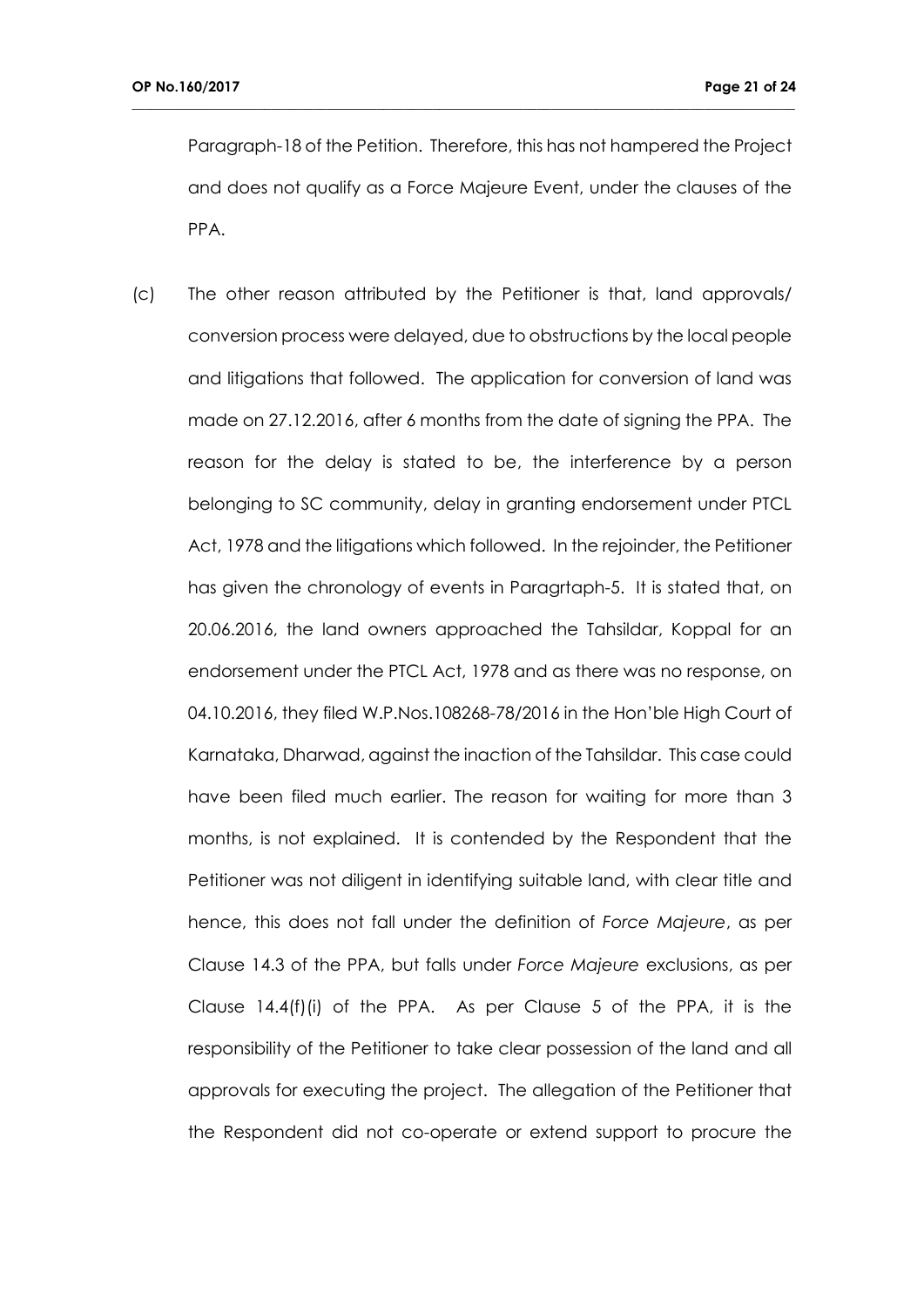Paragraph-18 of the Petition. Therefore, this has not hampered the Project and does not qualify as a Force Majeure Event, under the clauses of the PPA.

(c) The other reason attributed by the Petitioner is that, land approvals/ conversion process were delayed, due to obstructions by the local people and litigations that followed. The application for conversion of land was made on 27.12.2016, after 6 months from the date of signing the PPA. The reason for the delay is stated to be, the interference by a person belonging to SC community, delay in granting endorsement under PTCL Act, 1978 and the litigations which followed. In the rejoinder, the Petitioner has given the chronology of events in Paragrtaph-5. It is stated that, on 20.06.2016, the land owners approached the Tahsildar, Koppal for an endorsement under the PTCL Act, 1978 and as there was no response, on 04.10.2016, they filed W.P.Nos.108268-78/2016 in the Hon'ble High Court of Karnataka, Dharwad, against the inaction of the Tahsildar. This case could have been filed much earlier. The reason for waiting for more than 3 months, is not explained. It is contended by the Respondent that the Petitioner was not diligent in identifying suitable land, with clear title and hence, this does not fall under the definition of *Force Majeure*, as per Clause 14.3 of the PPA, but falls under *Force Majeure* exclusions, as per Clause 14.4(f)(i) of the PPA. As per Clause 5 of the PPA, it is the responsibility of the Petitioner to take clear possession of the land and all approvals for executing the project. The allegation of the Petitioner that the Respondent did not co-operate or extend support to procure the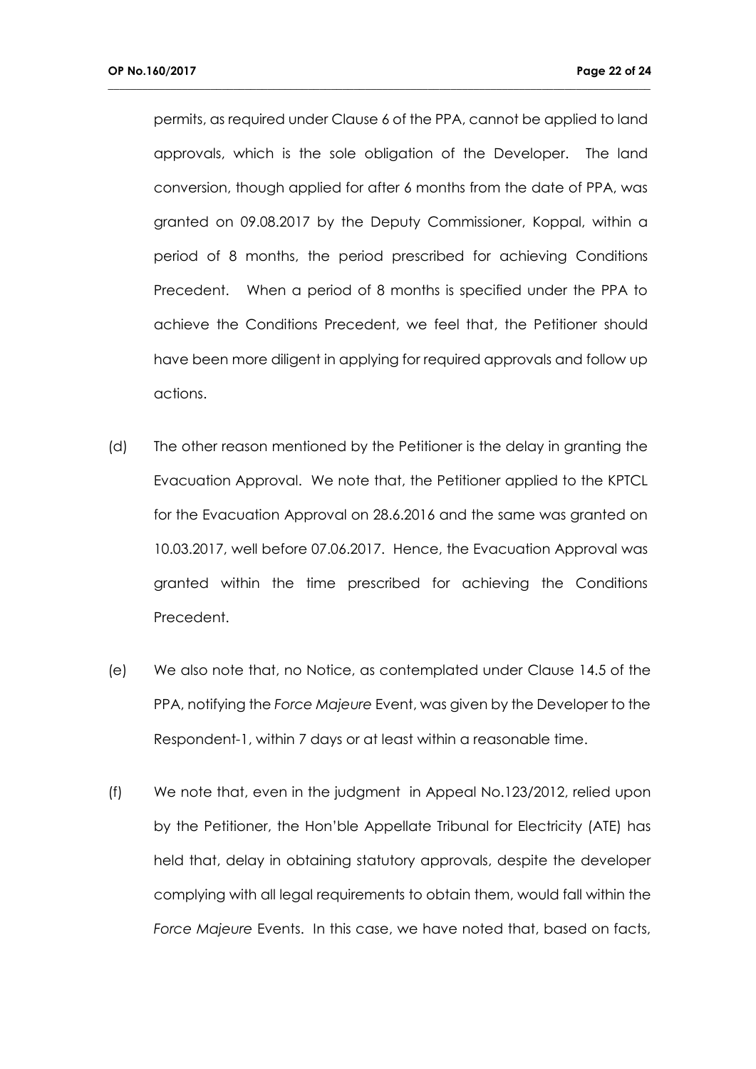permits, as required under Clause 6 of the PPA, cannot be applied to land approvals, which is the sole obligation of the Developer. The land conversion, though applied for after 6 months from the date of PPA, was granted on 09.08.2017 by the Deputy Commissioner, Koppal, within a period of 8 months, the period prescribed for achieving Conditions Precedent. When a period of 8 months is specified under the PPA to achieve the Conditions Precedent, we feel that, the Petitioner should have been more diligent in applying for required approvals and follow up actions.

(d) The other reason mentioned by the Petitioner is the delay in granting the Evacuation Approval. We note that, the Petitioner applied to the KPTCL for the Evacuation Approval on 28.6.2016 and the same was granted on 10.03.2017, well before 07.06.2017. Hence, the Evacuation Approval was granted within the time prescribed for achieving the Conditions Precedent.

(e) We also note that, no Notice, as contemplated under Clause 14.5 of the PPA, notifying the *Force Majeure* Event, was given by the Developer to the Respondent-1, within 7 days or at least within a reasonable time.

(f) We note that, even in the judgment in Appeal No.123/2012, relied upon by the Petitioner, the Hon'ble Appellate Tribunal for Electricity (ATE) has held that, delay in obtaining statutory approvals, despite the developer complying with all legal requirements to obtain them, would fall within the *Force Majeure* Events. In this case, we have noted that, based on facts,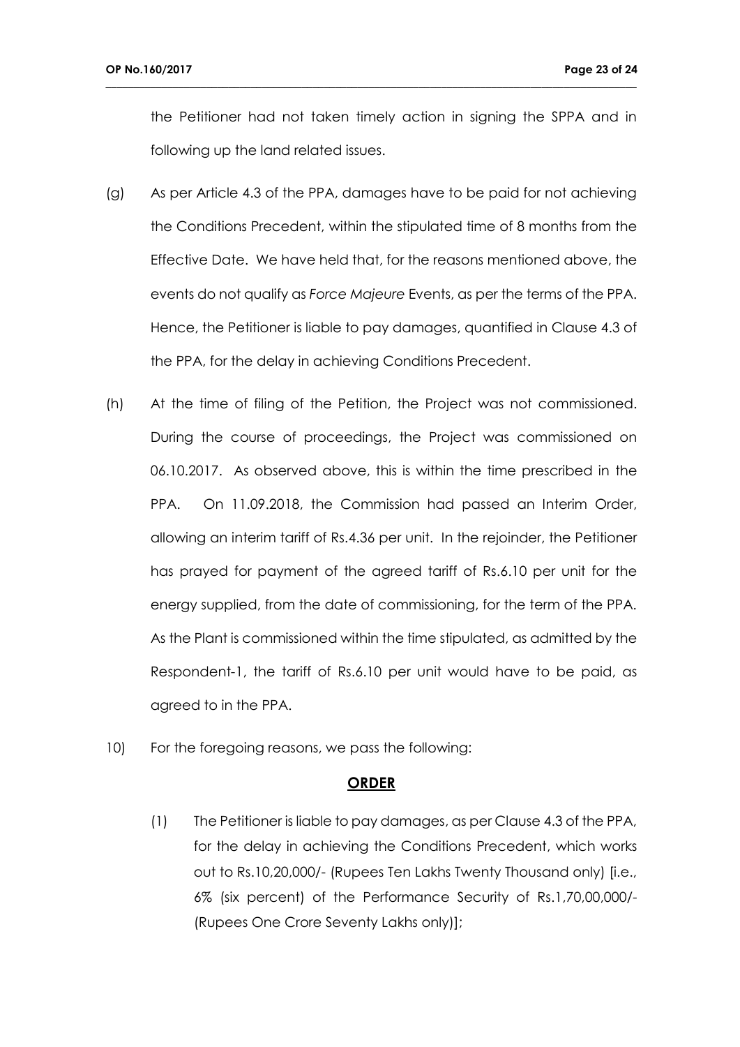the Petitioner had not taken timely action in signing the SPPA and in following up the land related issues.

(g) As per Article 4.3 of the PPA, damages have to be paid for not achieving the Conditions Precedent, within the stipulated time of 8 months from the Effective Date. We have held that, for the reasons mentioned above, the events do not qualify as *Force Majeure* Events, as per the terms of the PPA. Hence, the Petitioner is liable to pay damages, quantified in Clause 4.3 of the PPA, for the delay in achieving Conditions Precedent.

(h) At the time of filing of the Petition, the Project was not commissioned. During the course of proceedings, the Project was commissioned on 06.10.2017. As observed above, this is within the time prescribed in the PPA. On 11.09.2018, the Commission had passed an Interim Order, allowing an interim tariff of Rs.4.36 per unit. In the rejoinder, the Petitioner has prayed for payment of the agreed tariff of Rs.6.10 per unit for the energy supplied, from the date of commissioning, for the term of the PPA. As the Plant is commissioned within the time stipulated, as admitted by the Respondent-1, the tariff of Rs.6.10 per unit would have to be paid, as agreed to in the PPA.

10) For the foregoing reasons, we pass the following:

## ORDER

(1) The Petitioner is liable to pay damages, as per Clause 4.3 of the PPA, for the delay in achieving the Conditions Precedent, which works out to Rs.10,20,000/- (Rupees Ten Lakhs Twenty Thousand only) [i.e., 6% (six percent) of the Performance Security of Rs.1,70,00,000/- (Rupees One Crore Seventy Lakhs only)];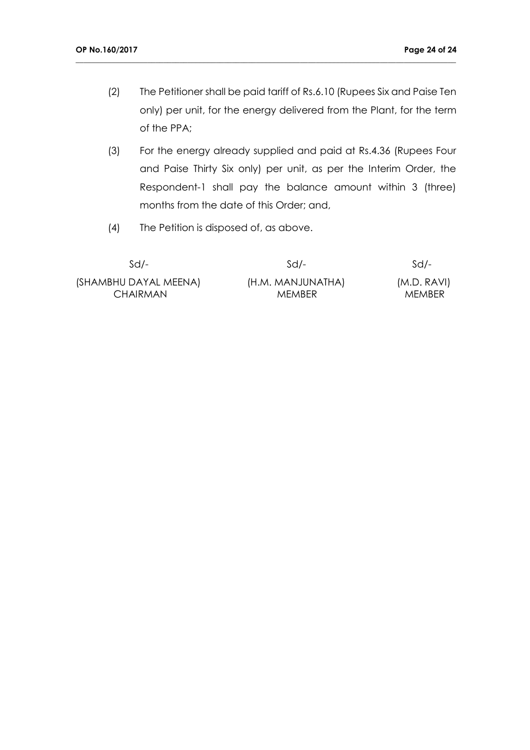(2) The Petitioner shall be paid tariff of Rs.6.10 (Rupees Six and Paise Ten only) per unit, for the energy delivered from the Plant, for the term of the PPA;

(3) For the energy already supplied and paid at Rs.4.36 (Rupees Four and Paise Thirty Six only) per unit, as per the Interim Order, the Respondent-1 shall pay the balance amount within 3 (three) months from the date of this Order; and,

(4) The Petition is disposed of, as above.

| | | |
|---|---|---|
| Sd/- | Sd/- | Sd/- |
| (SHAMBHU DAYAL MEENA) CHAIRMAN | (H.M. MANJUNATHA) MEMBER | (M.D. RAVI) MEMBER |